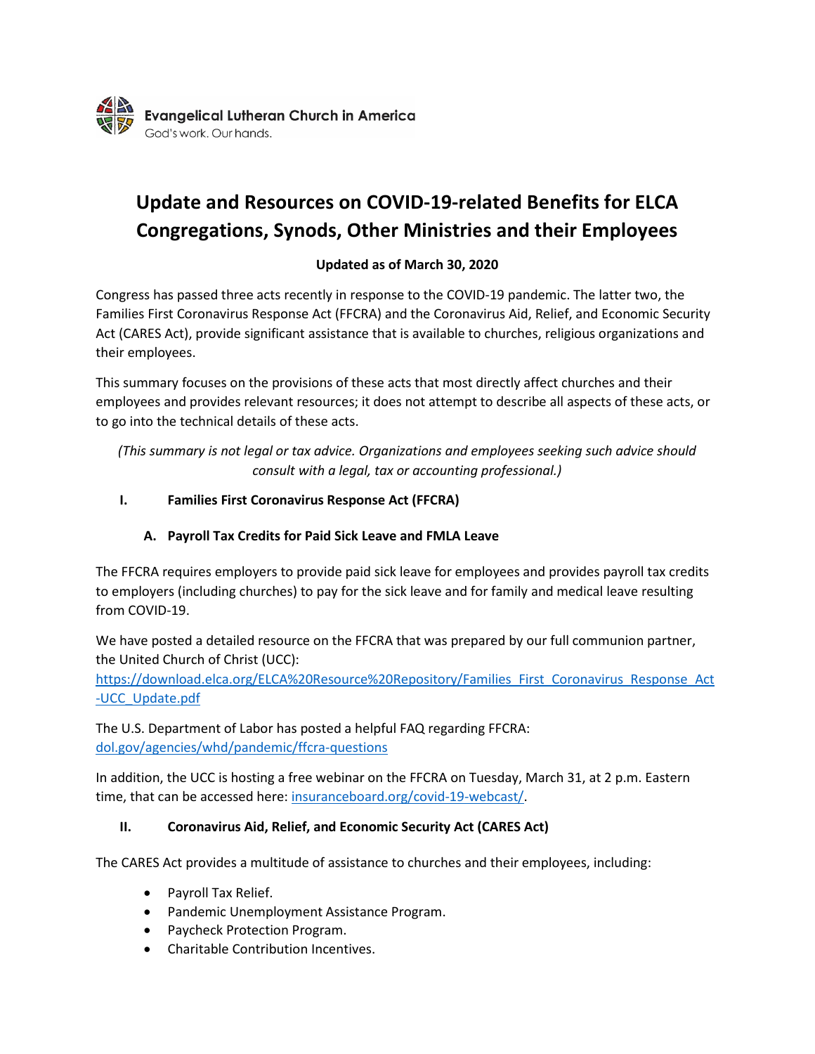Evangelical Lutheran Church in America
God's work. Our hands.

# Update and Resources on COVID-19-related Benefits for ELCA Congregations, Synods, Other Ministries and their Employees

**Updated as of March 30, 2020**

Congress has passed three acts recently in response to the COVID-19 pandemic. The latter two, the Families First Coronavirus Response Act (FFCRA) and the Coronavirus Aid, Relief, and Economic Security Act (CARES Act), provide significant assistance that is available to churches, religious organizations and their employees.

This summary focuses on the provisions of these acts that most directly affect churches and their employees and provides relevant resources; it does not attempt to describe all aspects of these acts, or to go into the technical details of these acts.

*(This summary is not legal or tax advice. Organizations and employees seeking such advice should consult with a legal, tax or accounting professional.)*

## I. Families First Coronavirus Response Act (FFCRA)

### A. Payroll Tax Credits for Paid Sick Leave and FMLA Leave

The FFCRA requires employers to provide paid sick leave for employees and provides payroll tax credits to employers (including churches) to pay for the sick leave and for family and medical leave resulting from COVID-19.

We have posted a detailed resource on the FFCRA that was prepared by our full communion partner, the United Church of Christ (UCC): [https://download.elca.org/ELCA%20Resource%20Repository/Families_First_Coronavirus_Response_Act-UCC_Update.pdf](https://download.elca.org/ELCA%20Resource%20Repository/Families_First_Coronavirus_Response_Act-UCC_Update.pdf)

The U.S. Department of Labor has posted a helpful FAQ regarding FFCRA: [dol.gov/agencies/whd/pandemic/ffcra-questions](dol.gov/agencies/whd/pandemic/ffcra-questions)

In addition, the UCC is hosting a free webinar on the FFCRA on Tuesday, March 31, at 2 p.m. Eastern time, that can be accessed here: [insuranceboard.org/covid-19-webcast/](insuranceboard.org/covid-19-webcast/).

## II. Coronavirus Aid, Relief, and Economic Security Act (CARES Act)

The CARES Act provides a multitude of assistance to churches and their employees, including:

- Payroll Tax Relief.
- Pandemic Unemployment Assistance Program.
- Paycheck Protection Program.
- Charitable Contribution Incentives.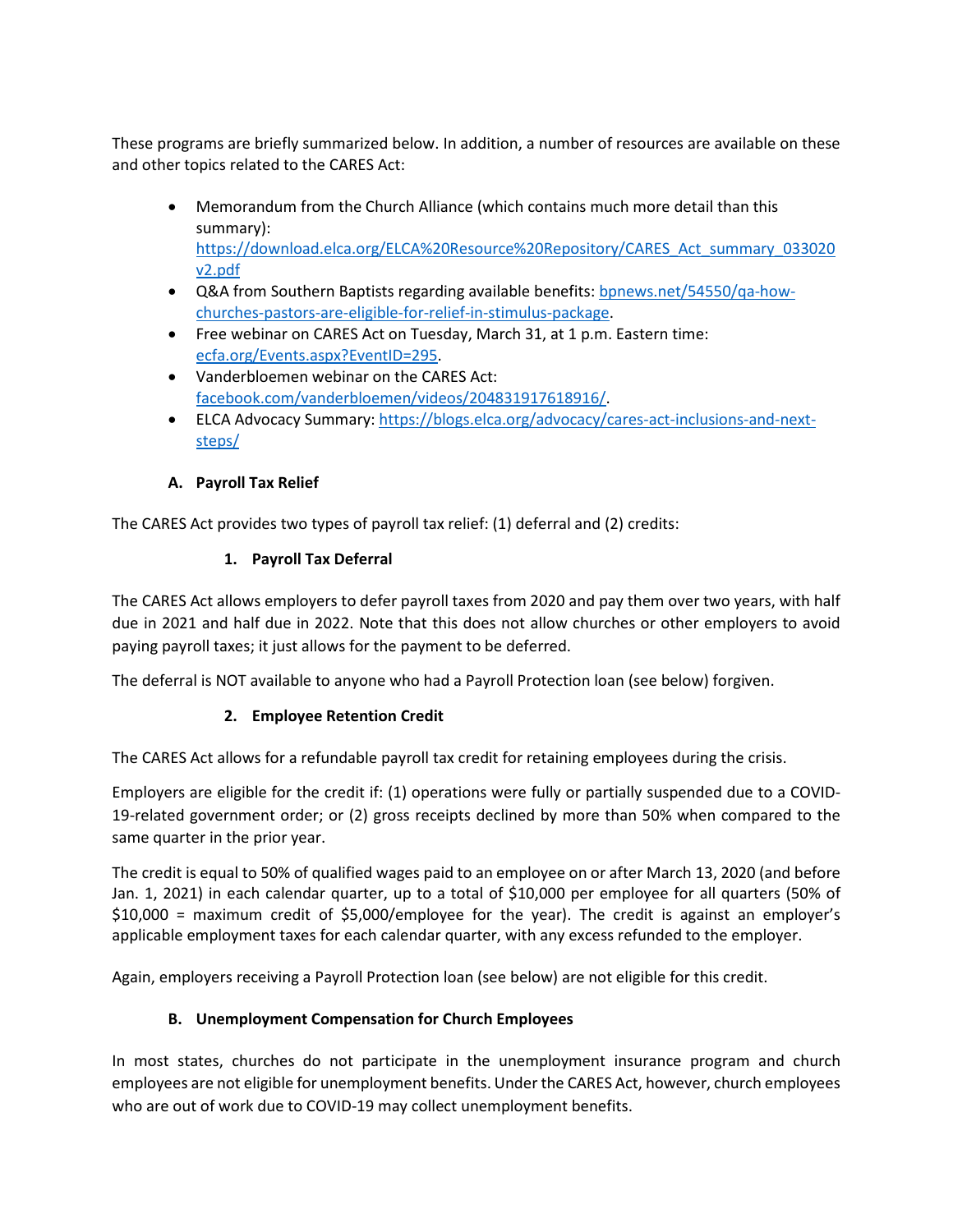These programs are briefly summarized below. In addition, a number of resources are available on these and other topics related to the CARES Act:

- Memorandum from the Church Alliance (which contains much more detail than this summary): [https://download.elca.org/ELCA%20Resource%20Repository/CARES_Act_summary_033020v2.pdf](https://download.elca.org/ELCA%20Resource%20Repository/CARES_Act_summary_033020v2.pdf)
- Q&A from Southern Baptists regarding available benefits: [bpnews.net/54550/qa-how-churches-pastors-are-eligible-for-relief-in-stimulus-package](bpnews.net/54550/qa-how-churches-pastors-are-eligible-for-relief-in-stimulus-package).
- Free webinar on CARES Act on Tuesday, March 31, at 1 p.m. Eastern time: [ecfa.org/Events.aspx?EventID=295](ecfa.org/Events.aspx?EventID=295).
- Vanderbloemen webinar on the CARES Act: [facebook.com/vanderbloemen/videos/204831917618916/](facebook.com/vanderbloemen/videos/204831917618916/).
- ELCA Advocacy Summary: [https://blogs.elca.org/advocacy/cares-act-inclusions-and-next-steps/](https://blogs.elca.org/advocacy/cares-act-inclusions-and-next-steps/)

### A. Payroll Tax Relief

The CARES Act provides two types of payroll tax relief: (1) deferral and (2) credits:

#### 1. Payroll Tax Deferral

The CARES Act allows employers to defer payroll taxes from 2020 and pay them over two years, with half due in 2021 and half due in 2022. Note that this does not allow churches or other employers to avoid paying payroll taxes; it just allows for the payment to be deferred.

The deferral is NOT available to anyone who had a Payroll Protection loan (see below) forgiven.

#### 2. Employee Retention Credit

The CARES Act allows for a refundable payroll tax credit for retaining employees during the crisis.

Employers are eligible for the credit if: (1) operations were fully or partially suspended due to a COVID-19-related government order; or (2) gross receipts declined by more than 50% when compared to the same quarter in the prior year.

The credit is equal to 50% of qualified wages paid to an employee on or after March 13, 2020 (and before Jan. 1, 2021) in each calendar quarter, up to a total of $10,000 per employee for all quarters (50% of $10,000 = maximum credit of $5,000/employee for the year). The credit is against an employer's applicable employment taxes for each calendar quarter, with any excess refunded to the employer.

Again, employers receiving a Payroll Protection loan (see below) are not eligible for this credit.

### B. Unemployment Compensation for Church Employees

In most states, churches do not participate in the unemployment insurance program and church employees are not eligible for unemployment benefits. Under the CARES Act, however, church employees who are out of work due to COVID-19 may collect unemployment benefits.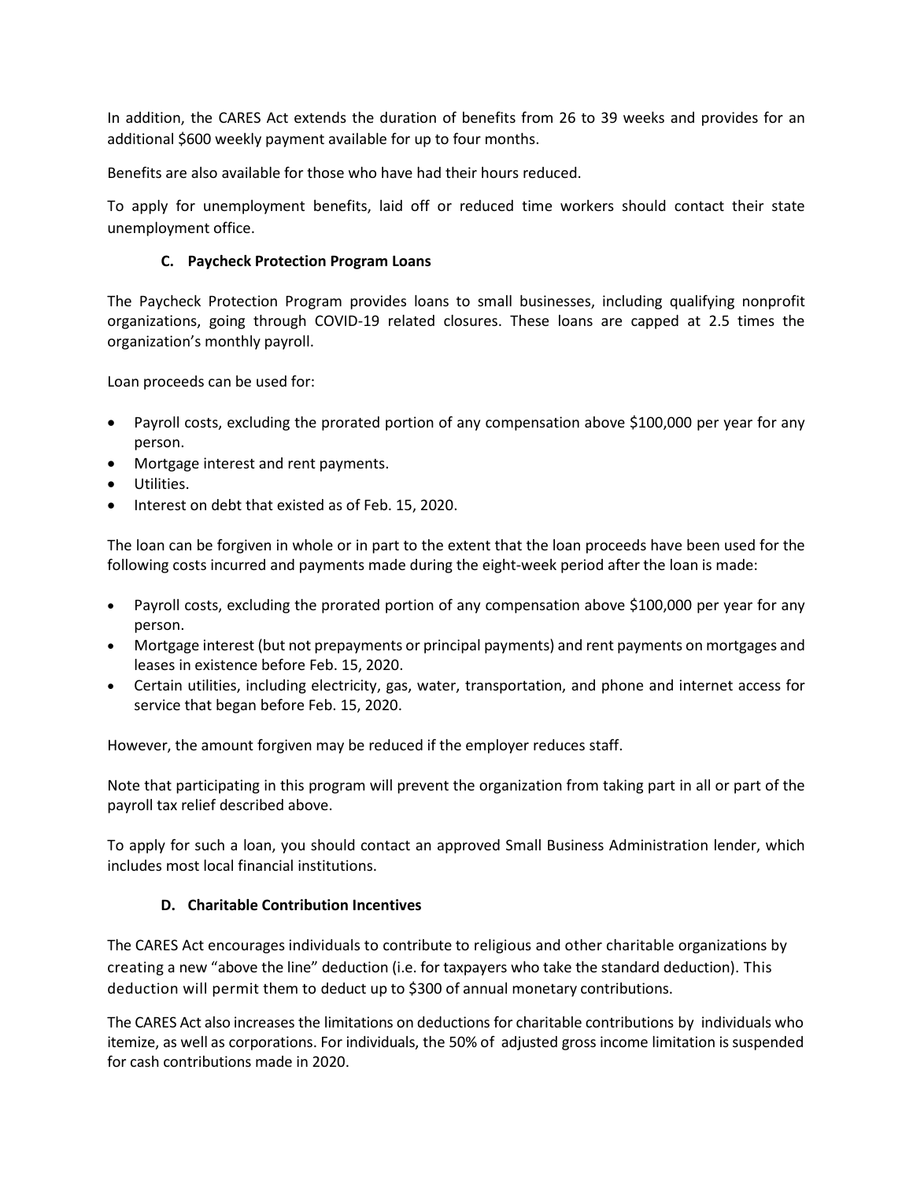In addition, the CARES Act extends the duration of benefits from 26 to 39 weeks and provides for an additional $600 weekly payment available for up to four months.

Benefits are also available for those who have had their hours reduced.

To apply for unemployment benefits, laid off or reduced time workers should contact their state unemployment office.

### C. Paycheck Protection Program Loans

The Paycheck Protection Program provides loans to small businesses, including qualifying nonprofit organizations, going through COVID-19 related closures. These loans are capped at 2.5 times the organization's monthly payroll.

Loan proceeds can be used for:

- Payroll costs, excluding the prorated portion of any compensation above $100,000 per year for any person.
- Mortgage interest and rent payments.
- Utilities.
- Interest on debt that existed as of Feb. 15, 2020.

The loan can be forgiven in whole or in part to the extent that the loan proceeds have been used for the following costs incurred and payments made during the eight-week period after the loan is made:

- Payroll costs, excluding the prorated portion of any compensation above $100,000 per year for any person.
- Mortgage interest (but not prepayments or principal payments) and rent payments on mortgages and leases in existence before Feb. 15, 2020.
- Certain utilities, including electricity, gas, water, transportation, and phone and internet access for service that began before Feb. 15, 2020.

However, the amount forgiven may be reduced if the employer reduces staff.

Note that participating in this program will prevent the organization from taking part in all or part of the payroll tax relief described above.

To apply for such a loan, you should contact an approved Small Business Administration lender, which includes most local financial institutions.

### D. Charitable Contribution Incentives

The CARES Act encourages individuals to contribute to religious and other charitable organizations by creating a new "above the line" deduction (i.e. for taxpayers who take the standard deduction). This deduction will permit them to deduct up to $300 of annual monetary contributions.

The CARES Act also increases the limitations on deductions for charitable contributions by individuals who itemize, as well as corporations. For individuals, the 50% of adjusted gross income limitation is suspended for cash contributions made in 2020.